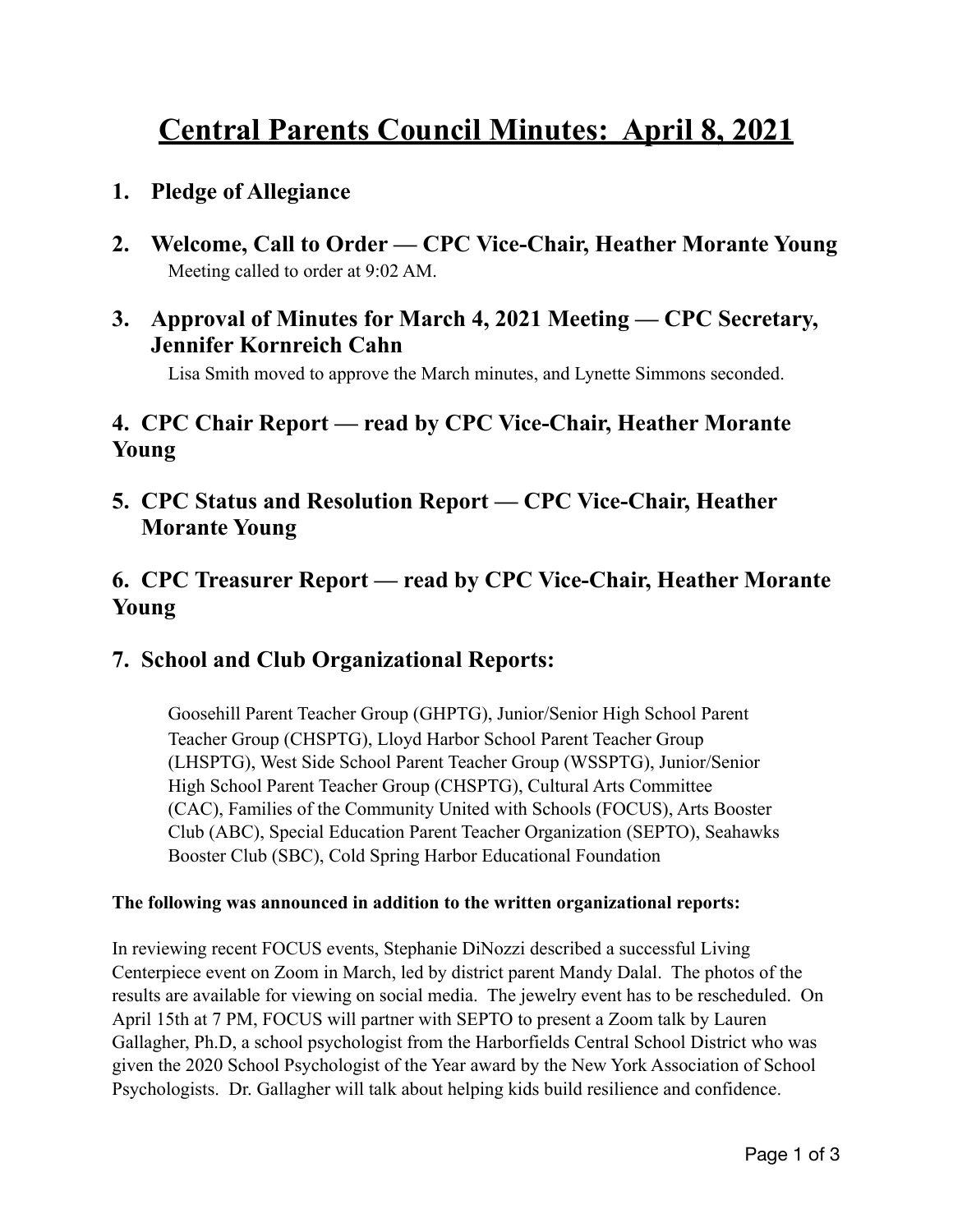# Central Parents Council Minutes: April 8, 2021

## 1. Pledge of Allegiance

## 2. Welcome, Call to Order — CPC Vice-Chair, Heather Morante Young

Meeting called to order at 9:02 AM.

## 3. Approval of Minutes for March 4, 2021 Meeting — CPC Secretary, Jennifer Kornreich Cahn

Lisa Smith moved to approve the March minutes, and Lynette Simmons seconded.

## 4. CPC Chair Report — read by CPC Vice-Chair, Heather Morante Young

## 5. CPC Status and Resolution Report — CPC Vice-Chair, Heather Morante Young

## 6. CPC Treasurer Report — read by CPC Vice-Chair, Heather Morante Young

## 7. School and Club Organizational Reports:

Goosehill Parent Teacher Group (GHPTG), Junior/Senior High School Parent Teacher Group (CHSPTG), Lloyd Harbor School Parent Teacher Group (LHSPTG), West Side School Parent Teacher Group (WSSPTG), Junior/Senior High School Parent Teacher Group (CHSPTG), Cultural Arts Committee (CAC), Families of the Community United with Schools (FOCUS), Arts Booster Club (ABC), Special Education Parent Teacher Organization (SEPTO), Seahawks Booster Club (SBC), Cold Spring Harbor Educational Foundation

**The following was announced in addition to the written organizational reports:**

In reviewing recent FOCUS events, Stephanie DiNozzi described a successful Living Centerpiece event on Zoom in March, led by district parent Mandy Dalal. The photos of the results are available for viewing on social media. The jewelry event has to be rescheduled. On April 15th at 7 PM, FOCUS will partner with SEPTO to present a Zoom talk by Lauren Gallagher, Ph.D, a school psychologist from the Harborfields Central School District who was given the 2020 School Psychologist of the Year award by the New York Association of School Psychologists. Dr. Gallagher will talk about helping kids build resilience and confidence.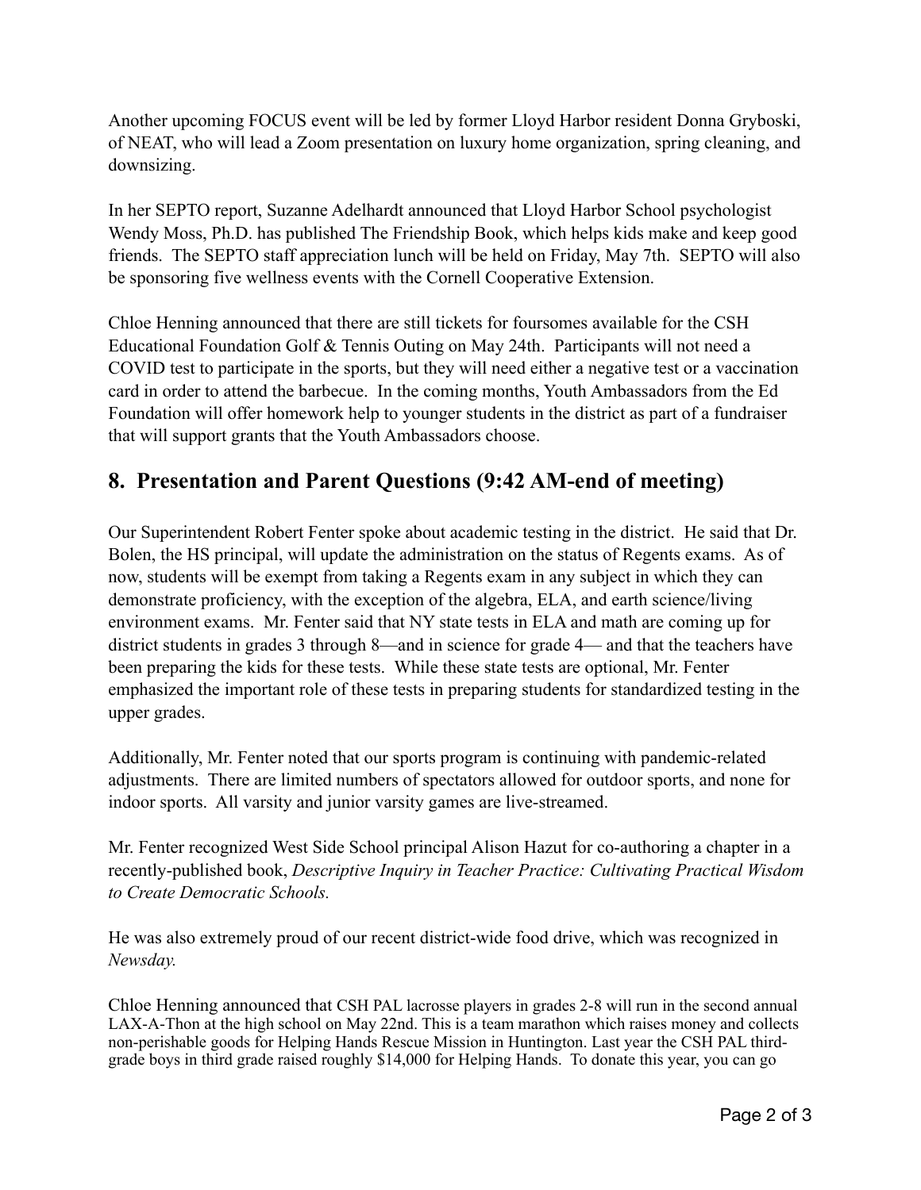Another upcoming FOCUS event will be led by former Lloyd Harbor resident Donna Gryboski, of NEAT, who will lead a Zoom presentation on luxury home organization, spring cleaning, and downsizing.

In her SEPTO report, Suzanne Adelhardt announced that Lloyd Harbor School psychologist Wendy Moss, Ph.D. has published The Friendship Book, which helps kids make and keep good friends. The SEPTO staff appreciation lunch will be held on Friday, May 7th. SEPTO will also be sponsoring five wellness events with the Cornell Cooperative Extension.

Chloe Henning announced that there are still tickets for foursomes available for the CSH Educational Foundation Golf & Tennis Outing on May 24th. Participants will not need a COVID test to participate in the sports, but they will need either a negative test or a vaccination card in order to attend the barbecue. In the coming months, Youth Ambassadors from the Ed Foundation will offer homework help to younger students in the district as part of a fundraiser that will support grants that the Youth Ambassadors choose.

## 8. Presentation and Parent Questions (9:42 AM-end of meeting)

Our Superintendent Robert Fenter spoke about academic testing in the district. He said that Dr. Bolen, the HS principal, will update the administration on the status of Regents exams. As of now, students will be exempt from taking a Regents exam in any subject in which they can demonstrate proficiency, with the exception of the algebra, ELA, and earth science/living environment exams. Mr. Fenter said that NY state tests in ELA and math are coming up for district students in grades 3 through 8—and in science for grade 4— and that the teachers have been preparing the kids for these tests. While these state tests are optional, Mr. Fenter emphasized the important role of these tests in preparing students for standardized testing in the upper grades.

Additionally, Mr. Fenter noted that our sports program is continuing with pandemic-related adjustments. There are limited numbers of spectators allowed for outdoor sports, and none for indoor sports. All varsity and junior varsity games are live-streamed.

Mr. Fenter recognized West Side School principal Alison Hazut for co-authoring a chapter in a recently-published book, *Descriptive Inquiry in Teacher Practice: Cultivating Practical Wisdom to Create Democratic Schools.*

He was also extremely proud of our recent district-wide food drive, which was recognized in *Newsday.*

Chloe Henning announced that CSH PAL lacrosse players in grades 2-8 will run in the second annual LAX-A-Thon at the high school on May 22nd. This is a team marathon which raises money and collects non-perishable goods for Helping Hands Rescue Mission in Huntington. Last year the CSH PAL third-grade boys in third grade raised roughly $14,000 for Helping Hands. To donate this year, you can go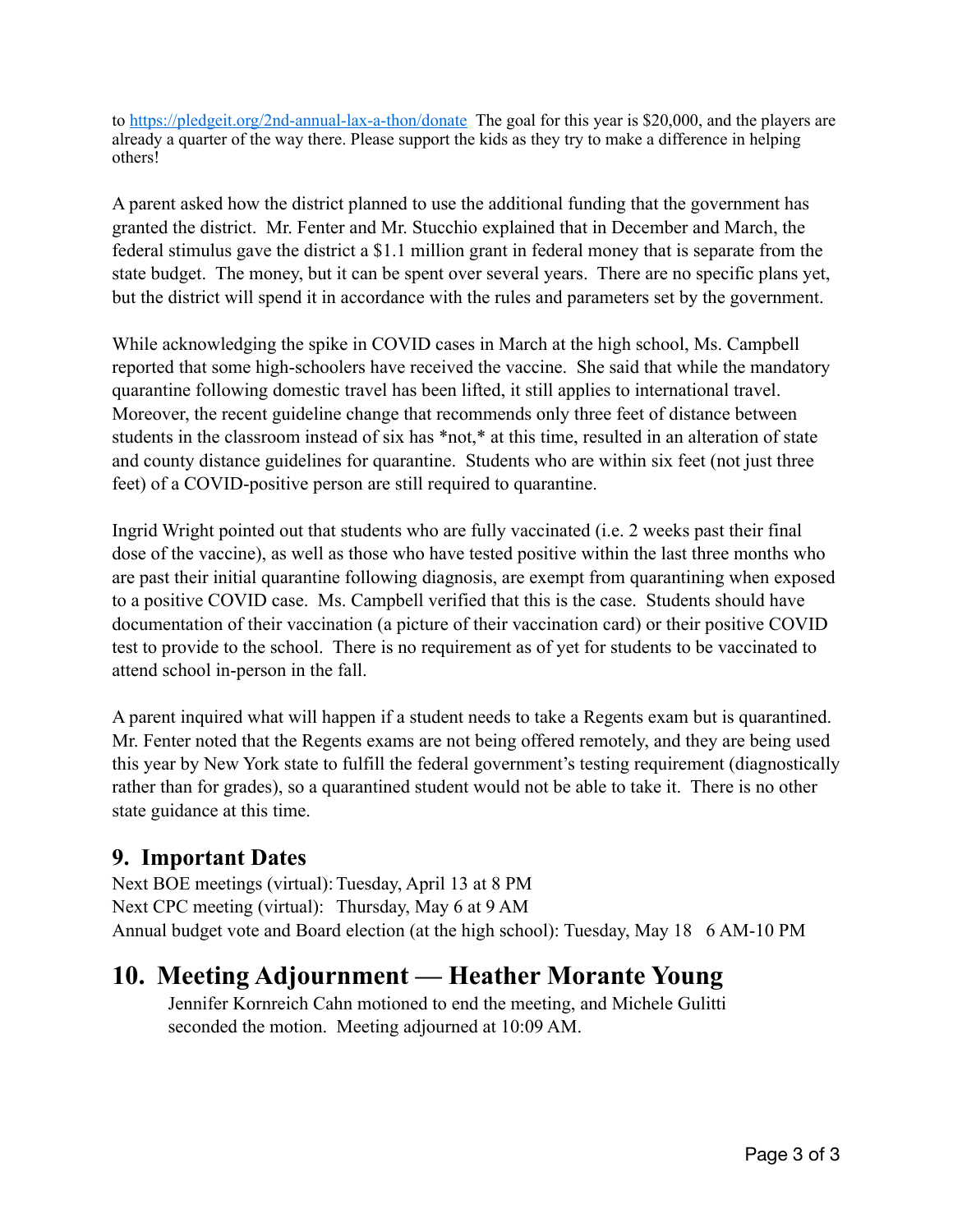to https://pledgeit.org/2nd-annual-lax-a-thon/donate The goal for this year is $20,000, and the players are already a quarter of the way there. Please support the kids as they try to make a difference in helping others!

A parent asked how the district planned to use the additional funding that the government has granted the district. Mr. Fenter and Mr. Stucchio explained that in December and March, the federal stimulus gave the district a $1.1 million grant in federal money that is separate from the state budget. The money, but it can be spent over several years. There are no specific plans yet, but the district will spend it in accordance with the rules and parameters set by the government.

While acknowledging the spike in COVID cases in March at the high school, Ms. Campbell reported that some high-schoolers have received the vaccine. She said that while the mandatory quarantine following domestic travel has been lifted, it still applies to international travel. Moreover, the recent guideline change that recommends only three feet of distance between students in the classroom instead of six has *not,* at this time, resulted in an alteration of state and county distance guidelines for quarantine. Students who are within six feet (not just three feet) of a COVID-positive person are still required to quarantine.

Ingrid Wright pointed out that students who are fully vaccinated (i.e. 2 weeks past their final dose of the vaccine), as well as those who have tested positive within the last three months who are past their initial quarantine following diagnosis, are exempt from quarantining when exposed to a positive COVID case. Ms. Campbell verified that this is the case. Students should have documentation of their vaccination (a picture of their vaccination card) or their positive COVID test to provide to the school. There is no requirement as of yet for students to be vaccinated to attend school in-person in the fall.

A parent inquired what will happen if a student needs to take a Regents exam but is quarantined. Mr. Fenter noted that the Regents exams are not being offered remotely, and they are being used this year by New York state to fulfill the federal government's testing requirement (diagnostically rather than for grades), so a quarantined student would not be able to take it. There is no other state guidance at this time.

## 9. Important Dates

Next BOE meetings (virtual): Tuesday, April 13 at 8 PM
Next CPC meeting (virtual): Thursday, May 6 at 9 AM
Annual budget vote and Board election (at the high school): Tuesday, May 18 6 AM-10 PM

# 10. Meeting Adjournment — Heather Morante Young

Jennifer Kornreich Cahn motioned to end the meeting, and Michele Gulitti seconded the motion. Meeting adjourned at 10:09 AM.